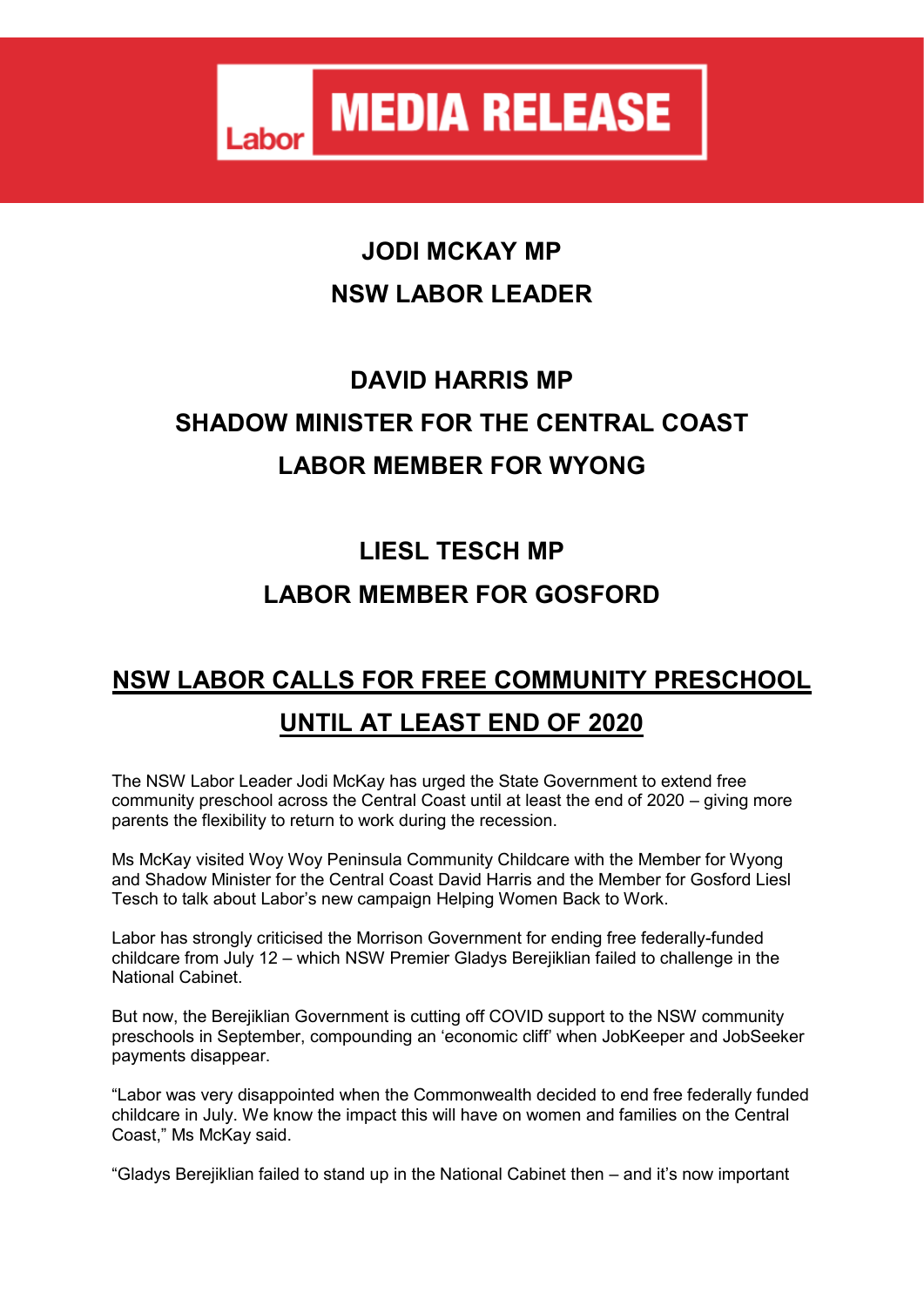# MEDIA RELEASE

**JODI MCKAY MP**
**NSW LABOR LEADER**

**DAVID HARRIS MP**
**SHADOW MINISTER FOR THE CENTRAL COAST**
**LABOR MEMBER FOR WYONG**

**LIESL TESCH MP**
**LABOR MEMBER FOR GOSFORD**

## NSW LABOR CALLS FOR FREE COMMUNITY PRESCHOOL UNTIL AT LEAST END OF 2020

The NSW Labor Leader Jodi McKay has urged the State Government to extend free community preschool across the Central Coast until at least the end of 2020 – giving more parents the flexibility to return to work during the recession.

Ms McKay visited Woy Woy Peninsula Community Childcare with the Member for Wyong and Shadow Minister for the Central Coast David Harris and the Member for Gosford Liesl Tesch to talk about Labor's new campaign Helping Women Back to Work.

Labor has strongly criticised the Morrison Government for ending free federally-funded childcare from July 12 – which NSW Premier Gladys Berejiklian failed to challenge in the National Cabinet.

But now, the Berejiklian Government is cutting off COVID support to the NSW community preschools in September, compounding an 'economic cliff' when JobKeeper and JobSeeker payments disappear.

"Labor was very disappointed when the Commonwealth decided to end free federally funded childcare in July. We know the impact this will have on women and families on the Central Coast," Ms McKay said.

"Gladys Berejiklian failed to stand up in the National Cabinet then – and it's now important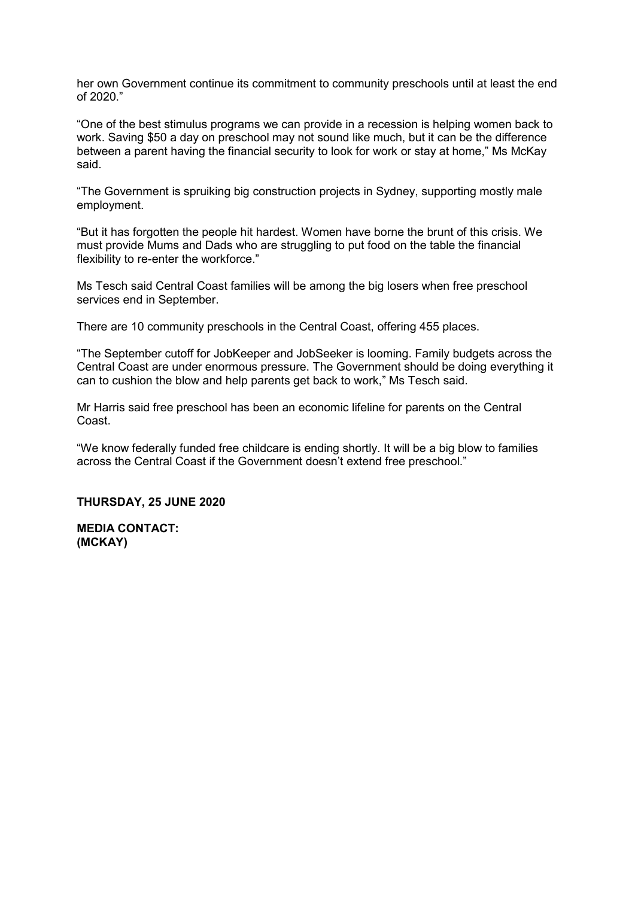her own Government continue its commitment to community preschools until at least the end of 2020."

"One of the best stimulus programs we can provide in a recession is helping women back to work. Saving $50 a day on preschool may not sound like much, but it can be the difference between a parent having the financial security to look for work or stay at home," Ms McKay said.

"The Government is spruiking big construction projects in Sydney, supporting mostly male employment.

"But it has forgotten the people hit hardest. Women have borne the brunt of this crisis. We must provide Mums and Dads who are struggling to put food on the table the financial flexibility to re-enter the workforce."

Ms Tesch said Central Coast families will be among the big losers when free preschool services end in September.

There are 10 community preschools in the Central Coast, offering 455 places.

"The September cutoff for JobKeeper and JobSeeker is looming. Family budgets across the Central Coast are under enormous pressure. The Government should be doing everything it can to cushion the blow and help parents get back to work," Ms Tesch said.

Mr Harris said free preschool has been an economic lifeline for parents on the Central Coast.

"We know federally funded free childcare is ending shortly. It will be a big blow to families across the Central Coast if the Government doesn't extend free preschool."

**THURSDAY, 25 JUNE 2020**

**MEDIA CONTACT:**
**(MCKAY)**